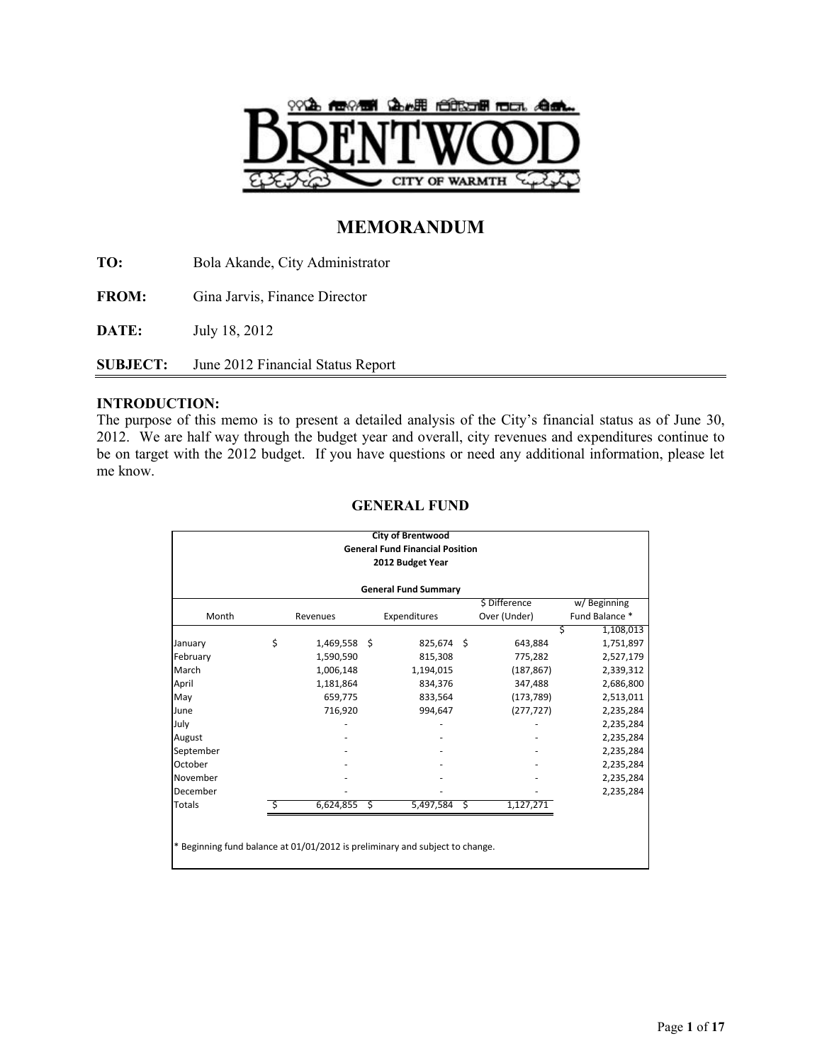# MEMORANDUM

**TO:** Bola Akande, City Administrator

**FROM:** Gina Jarvis, Finance Director

**DATE:** July 18, 2012

**SUBJECT:** June 2012 Financial Status Report

## INTRODUCTION:

The purpose of this memo is to present a detailed analysis of the City's financial status as of June 30, 2012. We are half way through the budget year and overall, city revenues and expenditures continue to be on target with the 2012 budget. If you have questions or need any additional information, please let me know.

## GENERAL FUND

**City of Brentwood**
**General Fund Financial Position**
**2012 Budget Year**

**General Fund Summary**

| Month | Revenues | Expenditures | $ Difference Over (Under) | w/ Beginning Fund Balance * |
|---|---|---|---|---|
| | | | | $ 1,108,013 |
| January | $ 1,469,558 | $ 825,674 | $ 643,884 | 1,751,897 |
| February | 1,590,590 | 815,308 | 775,282 | 2,527,179 |
| March | 1,006,148 | 1,194,015 | (187,867) | 2,339,312 |
| April | 1,181,864 | 834,376 | 347,488 | 2,686,800 |
| May | 659,775 | 833,564 | (173,789) | 2,513,011 |
| June | 716,920 | 994,647 | (277,727) | 2,235,284 |
| July | - | - | - | 2,235,284 |
| August | - | - | - | 2,235,284 |
| September | - | - | - | 2,235,284 |
| October | - | - | - | 2,235,284 |
| November | - | - | - | 2,235,284 |
| December | - | - | - | 2,235,284 |
| Totals | $ 6,624,855 | $ 5,497,584 | $ 1,127,271 | |

* Beginning fund balance at 01/01/2012 is preliminary and subject to change.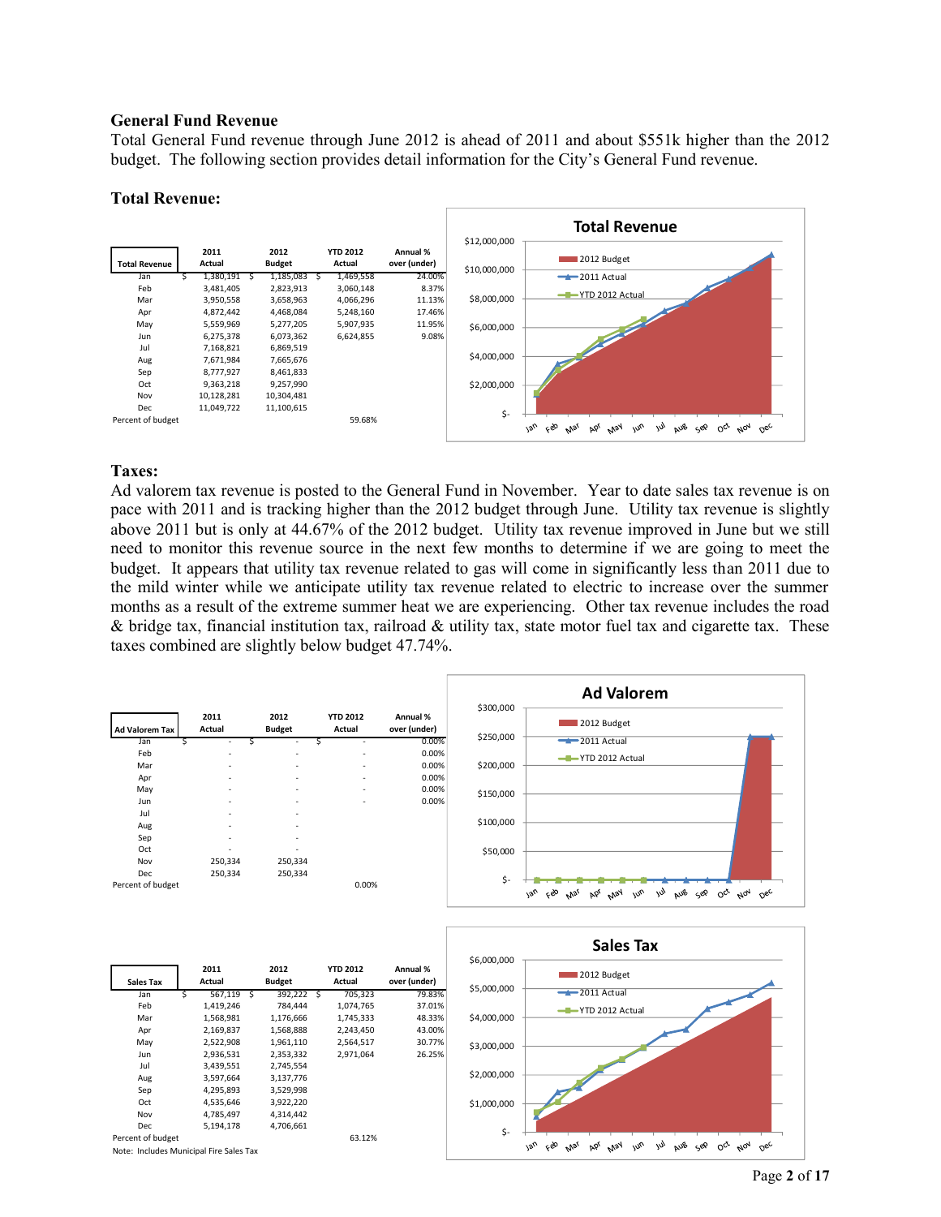### General Fund Revenue

Total General Fund revenue through June 2012 is ahead of 2011 and about $551k higher than the 2012 budget. The following section provides detail information for the City's General Fund revenue.

### Total Revenue:

| Total Revenue | 2011 Actual | 2012 Budget | YTD 2012 Actual | Annual % over (under) |
|---|---|---|---|---|
| Jan | $ 1,380,191 | $ 1,185,083 | $ 1,469,558 | 24.00% |
| Feb | 3,481,405 | 2,823,913 | 3,060,148 | 8.37% |
| Mar | 3,950,558 | 3,658,963 | 4,066,296 | 11.13% |
| Apr | 4,872,442 | 4,468,084 | 5,248,160 | 17.46% |
| May | 5,559,969 | 5,277,205 | 5,907,935 | 11.95% |
| Jun | 6,275,378 | 6,073,362 | 6,624,855 | 9.08% |
| Jul | 7,168,821 | 6,869,519 | | |
| Aug | 7,671,984 | 7,665,676 | | |
| Sep | 8,777,927 | 8,461,833 | | |
| Oct | 9,363,218 | 9,257,990 | | |
| Nov | 10,128,281 | 10,304,481 | | |
| Dec | 11,049,722 | 11,100,615 | | |
| Percent of budget | | | 59.68% | |

### Taxes:

Ad valorem tax revenue is posted to the General Fund in November. Year to date sales tax revenue is on pace with 2011 and is tracking higher than the 2012 budget through June. Utility tax revenue is slightly above 2011 but is only at 44.67% of the 2012 budget. Utility tax revenue improved in June but we still need to monitor this revenue source in the next few months to determine if we are going to meet the budget. It appears that utility tax revenue related to gas will come in significantly less than 2011 due to the mild winter while we anticipate utility tax revenue related to electric to increase over the summer months as a result of the extreme summer heat we are experiencing. Other tax revenue includes the road & bridge tax, financial institution tax, railroad & utility tax, state motor fuel tax and cigarette tax. These taxes combined are slightly below budget 47.74%.

| Ad Valorem Tax | 2011 Actual | 2012 Budget | YTD 2012 Actual | Annual % over (under) |
|---|---|---|---|---|
| Jan | $ - | $ - | $ - | 0.00% |
| Feb | - | - | - | 0.00% |
| Mar | - | - | - | 0.00% |
| Apr | - | - | - | 0.00% |
| May | - | - | - | 0.00% |
| Jun | - | - | - | 0.00% |
| Jul | - | - | | |
| Aug | - | - | | |
| Sep | - | - | | |
| Oct | - | - | | |
| Nov | 250,334 | 250,334 | | |
| Dec | 250,334 | 250,334 | | |
| Percent of budget | | | 0.00% | |

| Sales Tax | 2011 Actual | 2012 Budget | YTD 2012 Actual | Annual % over (under) |
|---|---|---|---|---|
| Jan | $ 567,119 | $ 392,222 | $ 705,323 | 79.83% |
| Feb | 1,419,246 | 784,444 | 1,074,765 | 37.01% |
| Mar | 1,568,981 | 1,176,666 | 1,745,333 | 48.33% |
| Apr | 2,169,837 | 1,568,888 | 2,243,450 | 43.00% |
| May | 2,522,908 | 1,961,110 | 2,564,517 | 30.77% |
| Jun | 2,936,531 | 2,353,332 | 2,971,064 | 26.25% |
| Jul | 3,439,551 | 2,745,554 | | |
| Aug | 3,597,664 | 3,137,776 | | |
| Sep | 4,295,893 | 3,529,998 | | |
| Oct | 4,535,646 | 3,922,220 | | |
| Nov | 4,785,497 | 4,314,442 | | |
| Dec | 5,194,178 | 4,706,661 | | |
| Percent of budget | | | 63.12% | |

Note: Includes Municipal Fire Sales Tax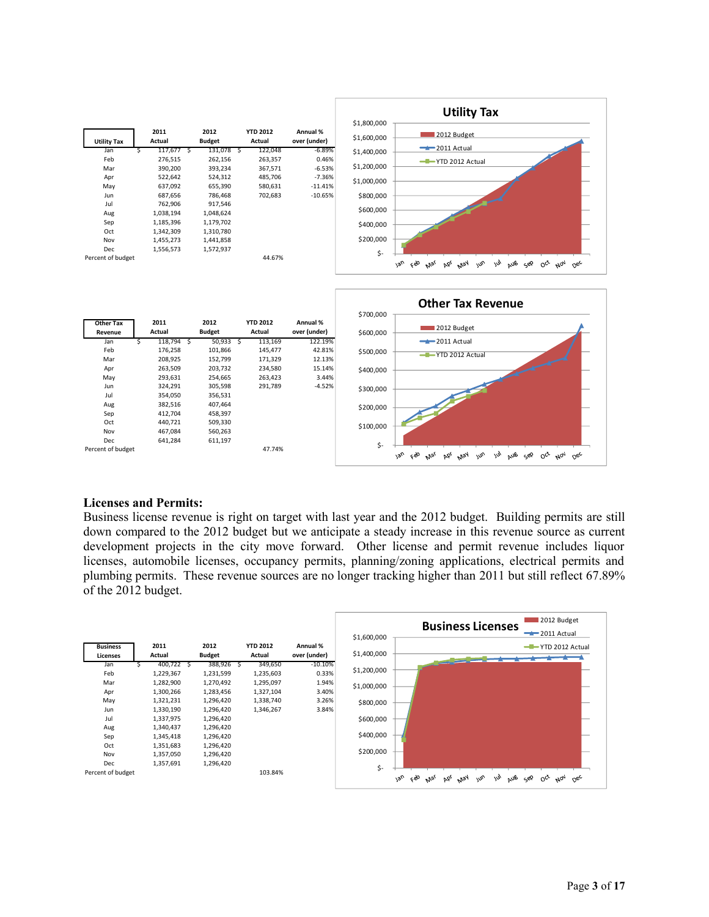| Utility Tax | 2011 Actual | 2012 Budget | YTD 2012 Actual | Annual % over (under) |
|---|---|---|---|---|
| Jan | $ 117,677 | $ 131,078 | $ 122,048 | -6.89% |
| Feb | 276,515 | 262,156 | 263,357 | 0.46% |
| Mar | 390,200 | 393,234 | 367,571 | -6.53% |
| Apr | 522,642 | 524,312 | 485,706 | -7.36% |
| May | 637,092 | 655,390 | 580,631 | -11.41% |
| Jun | 687,656 | 786,468 | 702,683 | -10.65% |
| Jul | 762,906 | 917,546 | | |
| Aug | 1,038,194 | 1,048,624 | | |
| Sep | 1,185,396 | 1,179,702 | | |
| Oct | 1,342,309 | 1,310,780 | | |
| Nov | 1,455,273 | 1,441,858 | | |
| Dec | 1,556,573 | 1,572,937 | | |
| Percent of budget | | | 44.67% | |

| Other Tax Revenue | 2011 Actual | 2012 Budget | YTD 2012 Actual | Annual % over (under) |
|---|---|---|---|---|
| Jan | $ 118,794 | $ 50,933 | $ 113,169 | 122.19% |
| Feb | 176,258 | 101,866 | 145,477 | 42.81% |
| Mar | 208,925 | 152,799 | 171,329 | 12.13% |
| Apr | 263,509 | 203,732 | 234,580 | 15.14% |
| May | 293,631 | 254,665 | 263,423 | 3.44% |
| Jun | 324,291 | 305,598 | 291,789 | -4.52% |
| Jul | 354,050 | 356,531 | | |
| Aug | 382,516 | 407,464 | | |
| Sep | 412,704 | 458,397 | | |
| Oct | 440,721 | 509,330 | | |
| Nov | 467,084 | 560,263 | | |
| Dec | 641,284 | 611,197 | | |
| Percent of budget | | | 47.74% | |

## Licenses and Permits:

Business license revenue is right on target with last year and the 2012 budget. Building permits are still down compared to the 2012 budget but we anticipate a steady increase in this revenue source as current development projects in the city move forward. Other license and permit revenue includes liquor licenses, automobile licenses, occupancy permits, planning/zoning applications, electrical permits and plumbing permits. These revenue sources are no longer tracking higher than 2011 but still reflect 67.89% of the 2012 budget.

| Business Licenses | 2011 Actual | 2012 Budget | YTD 2012 Actual | Annual % over (under) |
|---|---|---|---|---|
| Jan | $ 400,722 | $ 388,926 | $ 349,650 | -10.10% |
| Feb | 1,229,367 | 1,231,599 | 1,235,603 | 0.33% |
| Mar | 1,282,900 | 1,270,492 | 1,295,097 | 1.94% |
| Apr | 1,300,266 | 1,283,456 | 1,327,104 | 3.40% |
| May | 1,321,231 | 1,296,420 | 1,338,740 | 3.26% |
| Jun | 1,330,190 | 1,296,420 | 1,346,267 | 3.84% |
| Jul | 1,337,975 | 1,296,420 | | |
| Aug | 1,340,437 | 1,296,420 | | |
| Sep | 1,345,418 | 1,296,420 | | |
| Oct | 1,351,683 | 1,296,420 | | |
| Nov | 1,357,050 | 1,296,420 | | |
| Dec | 1,357,691 | 1,296,420 | | |
| Percent of budget | | | 103.84% | |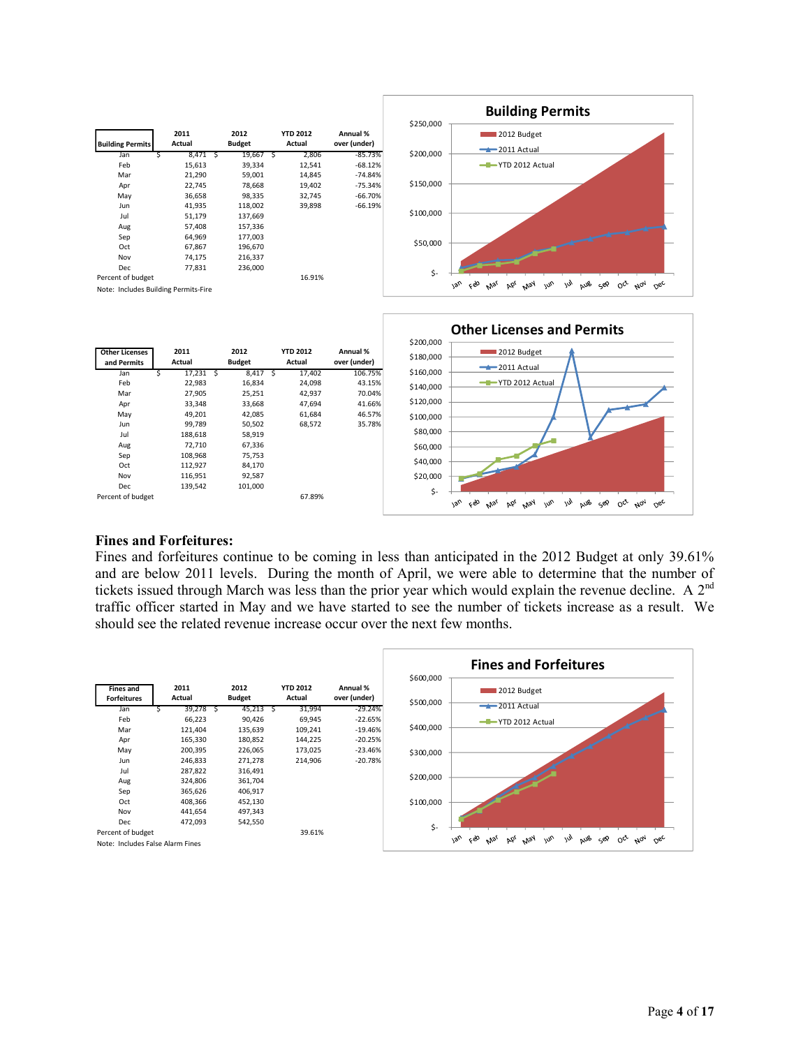| Building Permits | 2011 Actual | 2012 Budget | YTD 2012 Actual | Annual % over (under) |
|---|---|---|---|---|
| Jan | $ 8,471 | $ 19,667 | $ 2,806 | -85.73% |
| Feb | 15,613 | 39,334 | 12,541 | -68.12% |
| Mar | 21,290 | 59,001 | 14,845 | -74.84% |
| Apr | 22,745 | 78,668 | 19,402 | -75.34% |
| May | 36,658 | 98,335 | 32,745 | -66.70% |
| Jun | 41,935 | 118,002 | 39,898 | -66.19% |
| Jul | 51,179 | 137,669 | | |
| Aug | 57,408 | 157,336 | | |
| Sep | 64,969 | 177,003 | | |
| Oct | 67,867 | 196,670 | | |
| Nov | 74,175 | 216,337 | | |
| Dec | 77,831 | 236,000 | | |
| Percent of budget | | | 16.91% | |

Note: Includes Building Permits-Fire

| Other Licenses and Permits | 2011 Actual | 2012 Budget | YTD 2012 Actual | Annual % over (under) |
|---|---|---|---|---|
| Jan | $ 17,231 | $ 8,417 | $ 17,402 | 106.75% |
| Feb | 22,983 | 16,834 | 24,098 | 43.15% |
| Mar | 27,905 | 25,251 | 42,937 | 70.04% |
| Apr | 33,348 | 33,668 | 47,694 | 41.66% |
| May | 49,201 | 42,085 | 61,684 | 46.57% |
| Jun | 99,789 | 50,502 | 68,572 | 35.78% |
| Jul | 188,618 | 58,919 | | |
| Aug | 72,710 | 67,336 | | |
| Sep | 108,968 | 75,753 | | |
| Oct | 112,927 | 84,170 | | |
| Nov | 116,951 | 92,587 | | |
| Dec | 139,542 | 101,000 | | |
| Percent of budget | | | 67.89% | |

## Fines and Forfeitures:

Fines and forfeitures continue to be coming in less than anticipated in the 2012 Budget at only 39.61% and are below 2011 levels. During the month of April, we were able to determine that the number of tickets issued through March was less than the prior year which would explain the revenue decline. A 2nd traffic officer started in May and we have started to see the number of tickets increase as a result. We should see the related revenue increase occur over the next few months.

| Fines and Forfeitures | 2011 Actual | 2012 Budget | YTD 2012 Actual | Annual % over (under) |
|---|---|---|---|---|
| Jan | $ 39,278 | $ 45,213 | $ 31,994 | -29.24% |
| Feb | 66,223 | 90,426 | 69,945 | -22.65% |
| Mar | 121,404 | 135,639 | 109,241 | -19.46% |
| Apr | 165,330 | 180,852 | 144,225 | -20.25% |
| May | 200,395 | 226,065 | 173,025 | -23.46% |
| Jun | 246,833 | 271,278 | 214,906 | -20.78% |
| Jul | 287,822 | 316,491 | | |
| Aug | 324,806 | 361,704 | | |
| Sep | 365,626 | 406,917 | | |
| Oct | 408,366 | 452,130 | | |
| Nov | 441,654 | 497,343 | | |
| Dec | 472,093 | 542,550 | | |
| Percent of budget | | | 39.61% | |

Note: Includes False Alarm Fines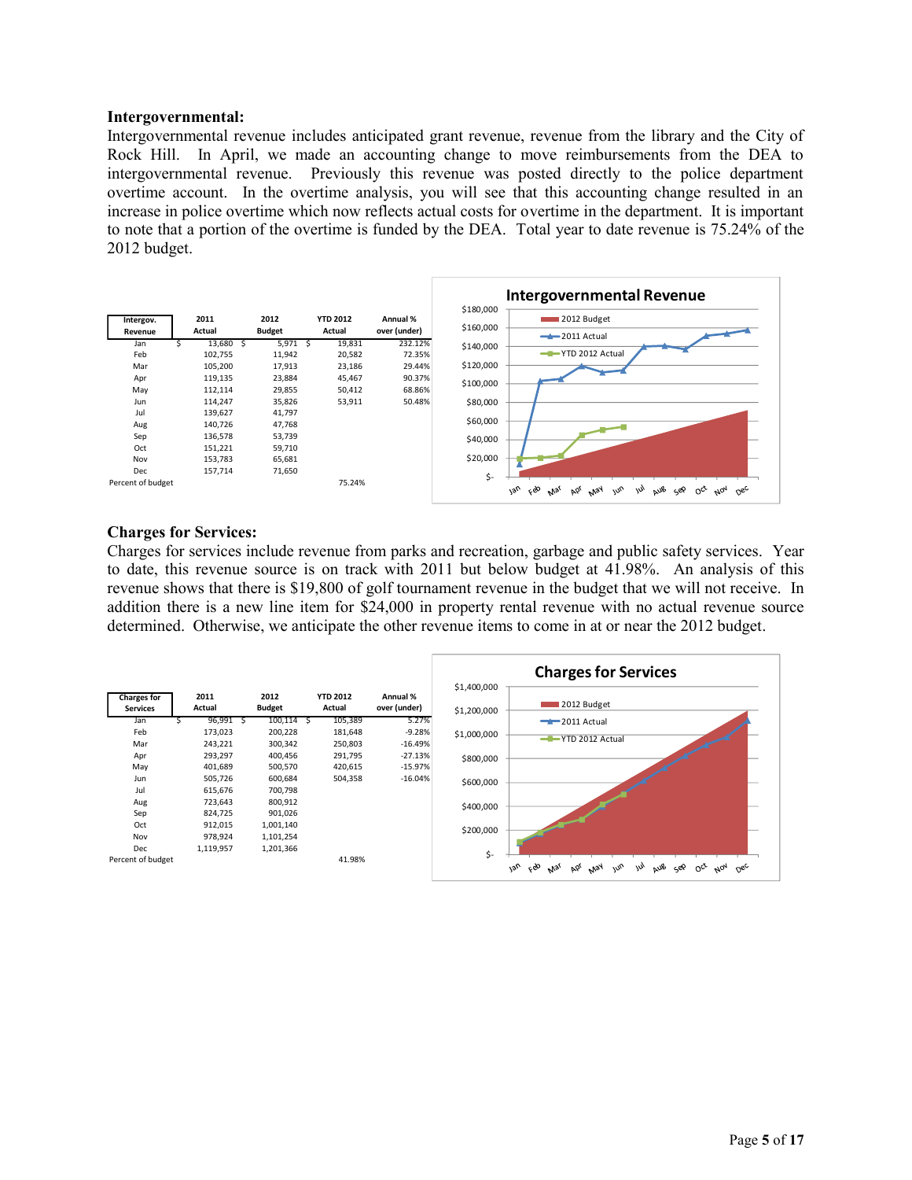### Intergovernmental:

Intergovernmental revenue includes anticipated grant revenue, revenue from the library and the City of Rock Hill. In April, we made an accounting change to move reimbursements from the DEA to intergovernmental revenue. Previously this revenue was posted directly to the police department overtime account. In the overtime analysis, you will see that this accounting change resulted in an increase in police overtime which now reflects actual costs for overtime in the department. It is important to note that a portion of the overtime is funded by the DEA. Total year to date revenue is 75.24% of the 2012 budget.

| Intergov. Revenue | 2011 Actual | 2012 Budget | YTD 2012 Actual | Annual % over (under) |
|---|---|---|---|---|
| Jan | $ 13,680 | $ 5,971 | $ 19,831 | 232.12% |
| Feb | 102,755 | 11,942 | 20,582 | 72.35% |
| Mar | 105,200 | 17,913 | 23,186 | 29.44% |
| Apr | 119,135 | 23,884 | 45,467 | 90.37% |
| May | 112,114 | 29,855 | 50,412 | 68.86% |
| Jun | 114,247 | 35,826 | 53,911 | 50.48% |
| Jul | 139,627 | 41,797 | | |
| Aug | 140,726 | 47,768 | | |
| Sep | 136,578 | 53,739 | | |
| Oct | 151,221 | 59,710 | | |
| Nov | 153,783 | 65,681 | | |
| Dec | 157,714 | 71,650 | | |
| Percent of budget | | | 75.24% | |

### Charges for Services:

Charges for services include revenue from parks and recreation, garbage and public safety services. Year to date, this revenue source is on track with 2011 but below budget at 41.98%. An analysis of this revenue shows that there is $19,800 of golf tournament revenue in the budget that we will not receive. In addition there is a new line item for $24,000 in property rental revenue with no actual revenue source determined. Otherwise, we anticipate the other revenue items to come in at or near the 2012 budget.

| Charges for Services | 2011 Actual | 2012 Budget | YTD 2012 Actual | Annual % over (under) |
|---|---|---|---|---|
| Jan | $ 96,991 | $ 100,114 | $ 105,389 | 5.27% |
| Feb | 173,023 | 200,228 | 181,648 | -9.28% |
| Mar | 243,221 | 300,342 | 250,803 | -16.49% |
| Apr | 293,297 | 400,456 | 291,795 | -27.13% |
| May | 401,689 | 500,570 | 420,615 | -15.97% |
| Jun | 505,726 | 600,684 | 504,358 | -16.04% |
| Jul | 615,676 | 700,798 | | |
| Aug | 723,643 | 800,912 | | |
| Sep | 824,725 | 901,026 | | |
| Oct | 912,015 | 1,001,140 | | |
| Nov | 978,924 | 1,101,254 | | |
| Dec | 1,119,957 | 1,201,366 | | |
| Percent of budget | | | 41.98% | |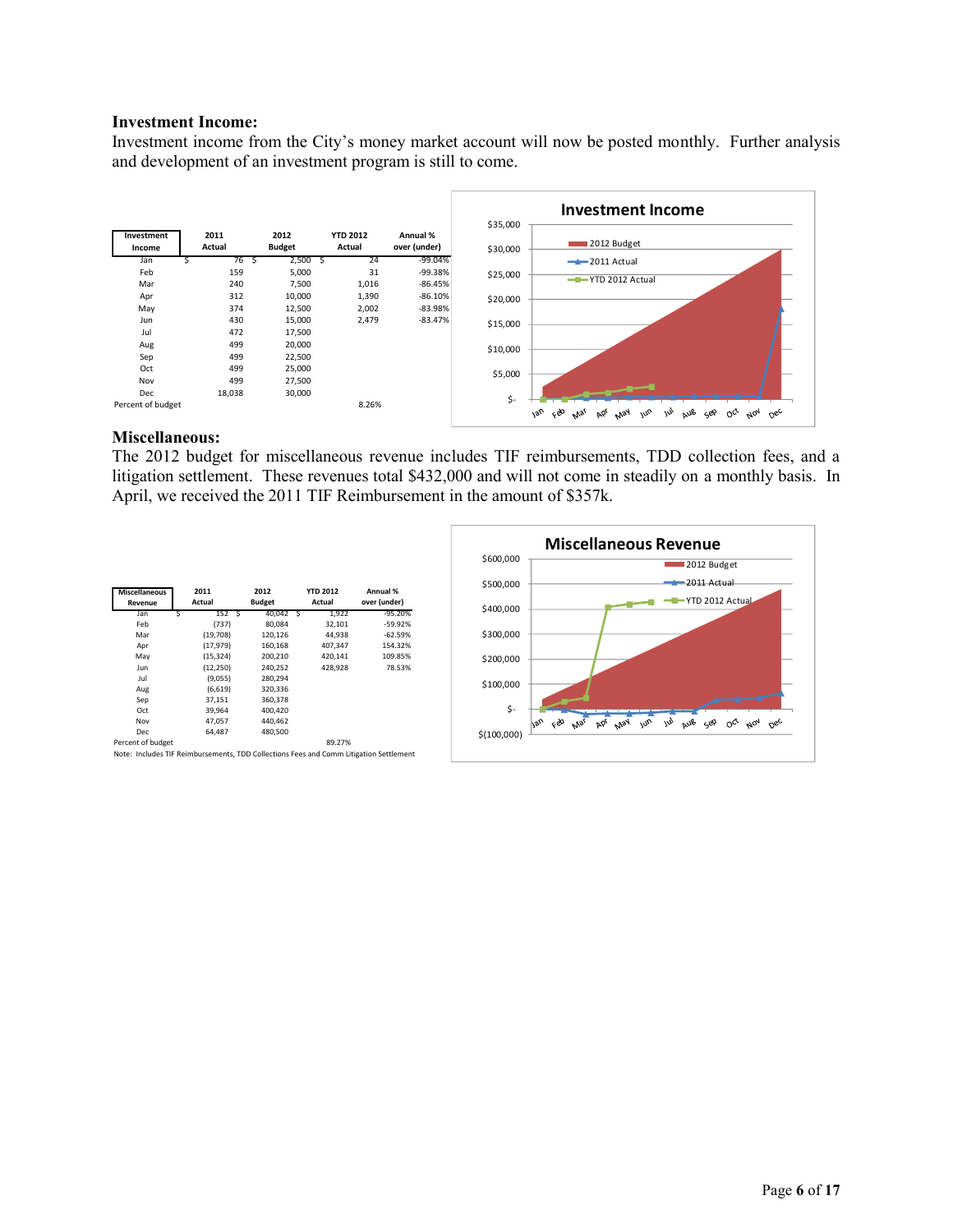### Investment Income:

Investment income from the City's money market account will now be posted monthly. Further analysis and development of an investment program is still to come.

| Investment Income | 2011 Actual | 2012 Budget | YTD 2012 Actual | Annual % over (under) |
|---|---|---|---|---|
| Jan | $ 76 | $ 2,500 | $ 24 | -99.04% |
| Feb | 159 | 5,000 | 31 | -99.38% |
| Mar | 240 | 7,500 | 1,016 | -86.45% |
| Apr | 312 | 10,000 | 1,390 | -86.10% |
| May | 374 | 12,500 | 2,002 | -83.98% |
| Jun | 430 | 15,000 | 2,479 | -83.47% |
| Jul | 472 | 17,500 | | |
| Aug | 499 | 20,000 | | |
| Sep | 499 | 22,500 | | |
| Oct | 499 | 25,000 | | |
| Nov | 499 | 27,500 | | |
| Dec | 18,038 | 30,000 | | |
| Percent of budget | | | 8.26% | |

### Miscellaneous:

The 2012 budget for miscellaneous revenue includes TIF reimbursements, TDD collection fees, and a litigation settlement. These revenues total $432,000 and will not come in steadily on a monthly basis. In April, we received the 2011 TIF Reimbursement in the amount of $357k.

| Miscellaneous Revenue | 2011 Actual | 2012 Budget | YTD 2012 Actual | Annual % over (under) |
|---|---|---|---|---|
| Jan | $ 152 | $ 40,042 | $ 1,922 | -95.20% |
| Feb | (737) | 80,084 | 32,101 | -59.92% |
| Mar | (19,708) | 120,126 | 44,938 | -62.59% |
| Apr | (17,979) | 160,168 | 407,347 | 154.32% |
| May | (15,324) | 200,210 | 420,141 | 109.85% |
| Jun | (12,250) | 240,252 | 428,928 | 78.53% |
| Jul | (9,055) | 280,294 | | |
| Aug | (6,619) | 320,336 | | |
| Sep | 37,151 | 360,378 | | |
| Oct | 39,964 | 400,420 | | |
| Nov | 47,057 | 440,462 | | |
| Dec | 64,487 | 480,500 | | |
| Percent of budget | | | 89.27% | |

Note: Includes TIF Reimbursements, TDD Collections Fees and Comm Litigation Settlement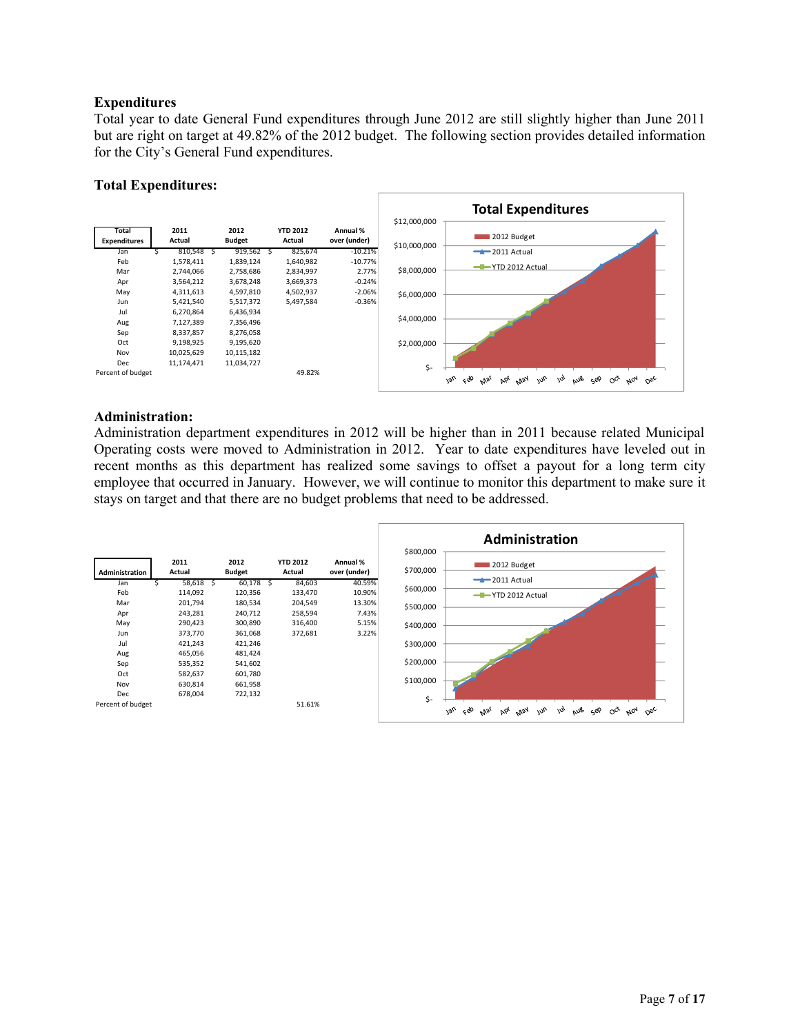### Expenditures

Total year to date General Fund expenditures through June 2012 are still slightly higher than June 2011 but are right on target at 49.82% of the 2012 budget. The following section provides detailed information for the City's General Fund expenditures.

### Total Expenditures:

| Total Expenditures | 2011 Actual | 2012 Budget | YTD 2012 Actual | Annual % over (under) |
|---|---|---|---|---|
| Jan | $ 810,548 | $ 919,562 | $ 825,674 | -10.21% |
| Feb | 1,578,411 | 1,839,124 | 1,640,982 | -10.77% |
| Mar | 2,744,066 | 2,758,686 | 2,834,997 | 2.77% |
| Apr | 3,564,212 | 3,678,248 | 3,669,373 | -0.24% |
| May | 4,311,613 | 4,597,810 | 4,502,937 | -2.06% |
| Jun | 5,421,540 | 5,517,372 | 5,497,584 | -0.36% |
| Jul | 6,270,864 | 6,436,934 | | |
| Aug | 7,127,389 | 7,356,496 | | |
| Sep | 8,337,857 | 8,276,058 | | |
| Oct | 9,198,925 | 9,195,620 | | |
| Nov | 10,025,629 | 10,115,182 | | |
| Dec | 11,174,471 | 11,034,727 | | |
| Percent of budget | | | 49.82% | |

### Administration:

Administration department expenditures in 2012 will be higher than in 2011 because related Municipal Operating costs were moved to Administration in 2012. Year to date expenditures have leveled out in recent months as this department has realized some savings to offset a payout for a long term city employee that occurred in January. However, we will continue to monitor this department to make sure it stays on target and that there are no budget problems that need to be addressed.

| Administration | 2011 Actual | 2012 Budget | YTD 2012 Actual | Annual % over (under) |
|---|---|---|---|---|
| Jan | $ 58,618 | $ 60,178 | $ 84,603 | 40.59% |
| Feb | 114,092 | 120,356 | 133,470 | 10.90% |
| Mar | 201,794 | 180,534 | 204,549 | 13.30% |
| Apr | 243,281 | 240,712 | 258,594 | 7.43% |
| May | 290,423 | 300,890 | 316,400 | 5.15% |
| Jun | 373,770 | 361,068 | 372,681 | 3.22% |
| Jul | 421,243 | 421,246 | | |
| Aug | 465,056 | 481,424 | | |
| Sep | 535,352 | 541,602 | | |
| Oct | 582,637 | 601,780 | | |
| Nov | 630,814 | 661,958 | | |
| Dec | 678,004 | 722,132 | | |
| Percent of budget | | | 51.61% | |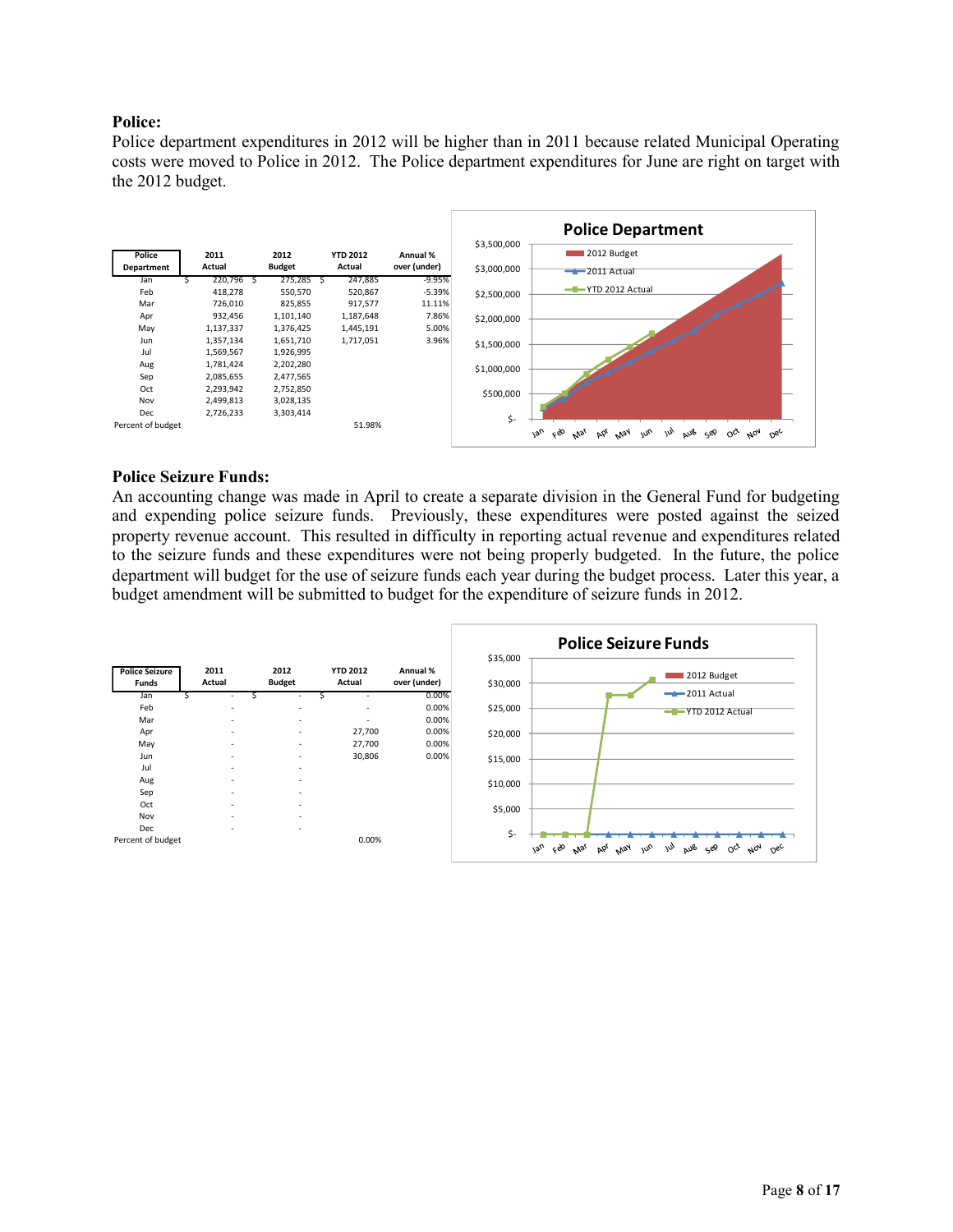**Police:**

Police department expenditures in 2012 will be higher than in 2011 because related Municipal Operating costs were moved to Police in 2012. The Police department expenditures for June are right on target with the 2012 budget.

| Police Department | 2011 Actual | 2012 Budget | YTD 2012 Actual | Annual % over (under) |
|---|---|---|---|---|
| Jan | $ 220,796 | $ 275,285 | $ 247,885 | -9.95% |
| Feb | 418,278 | 550,570 | 520,867 | -5.39% |
| Mar | 726,010 | 825,855 | 917,577 | 11.11% |
| Apr | 932,456 | 1,101,140 | 1,187,648 | 7.86% |
| May | 1,137,337 | 1,376,425 | 1,445,191 | 5.00% |
| Jun | 1,357,134 | 1,651,710 | 1,717,051 | 3.96% |
| Jul | 1,569,567 | 1,926,995 | | |
| Aug | 1,781,424 | 2,202,280 | | |
| Sep | 2,085,655 | 2,477,565 | | |
| Oct | 2,293,942 | 2,752,850 | | |
| Nov | 2,499,813 | 3,028,135 | | |
| Dec | 2,726,233 | 3,303,414 | | |
| Percent of budget | | | 51.98% | |

**Police Department**

**Police Seizure Funds:**

An accounting change was made in April to create a separate division in the General Fund for budgeting and expending police seizure funds. Previously, these expenditures were posted against the seized property revenue account. This resulted in difficulty in reporting actual revenue and expenditures related to the seizure funds and these expenditures were not being properly budgeted. In the future, the police department will budget for the use of seizure funds each year during the budget process. Later this year, a budget amendment will be submitted to budget for the expenditure of seizure funds in 2012.

| Police Seizure Funds | 2011 Actual | 2012 Budget | YTD 2012 Actual | Annual % over (under) |
|---|---|---|---|---|
| Jan | $ - | $ - | $ - | 0.00% |
| Feb | - | - | - | 0.00% |
| Mar | - | - | - | 0.00% |
| Apr | - | - | 27,700 | 0.00% |
| May | - | - | 27,700 | 0.00% |
| Jun | - | - | 30,806 | 0.00% |
| Jul | - | - | | |
| Aug | - | - | | |
| Sep | - | - | | |
| Oct | - | - | | |
| Nov | - | - | | |
| Dec | - | - | | |
| Percent of budget | | | 0.00% | |

**Police Seizure Funds**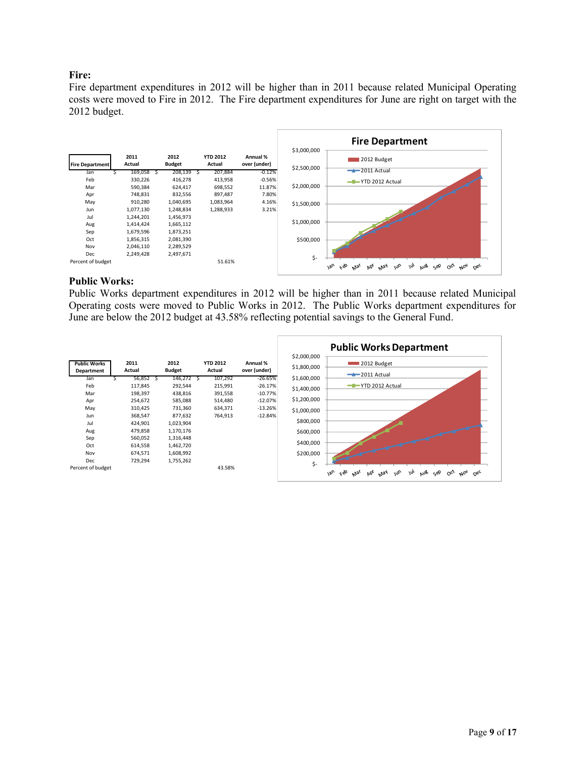## Fire:

Fire department expenditures in 2012 will be higher than in 2011 because related Municipal Operating costs were moved to Fire in 2012. The Fire department expenditures for June are right on target with the 2012 budget.

| Fire Department | 2011 Actual | 2012 Budget | YTD 2012 Actual | Annual % over (under) |
|---|---|---|---|---|
| Jan | $ 169,058 | $ 208,139 | $ 207,884 | -0.12% |
| Feb | 330,226 | 416,278 | 413,958 | -0.56% |
| Mar | 590,384 | 624,417 | 698,552 | 11.87% |
| Apr | 748,831 | 832,556 | 897,487 | 7.80% |
| May | 910,280 | 1,040,695 | 1,083,964 | 4.16% |
| Jun | 1,077,130 | 1,248,834 | 1,288,933 | 3.21% |
| Jul | 1,244,201 | 1,456,973 | | |
| Aug | 1,414,424 | 1,665,112 | | |
| Sep | 1,679,596 | 1,873,251 | | |
| Oct | 1,856,315 | 2,081,390 | | |
| Nov | 2,046,110 | 2,289,529 | | |
| Dec | 2,249,428 | 2,497,671 | | |
| Percent of budget | | | 51.61% | |

## Public Works:

Public Works department expenditures in 2012 will be higher than in 2011 because related Municipal Operating costs were moved to Public Works in 2012. The Public Works department expenditures for June are below the 2012 budget at 43.58% reflecting potential savings to the General Fund.

| Public Works Department | 2011 Actual | 2012 Budget | YTD 2012 Actual | Annual % over (under) |
|---|---|---|---|---|
| Jan | $ 56,852 | $ 146,272 | $ 107,292 | -26.65% |
| Feb | 117,845 | 292,544 | 215,991 | -26.17% |
| Mar | 198,397 | 438,816 | 391,558 | -10.77% |
| Apr | 254,672 | 585,088 | 514,480 | -12.07% |
| May | 310,425 | 731,360 | 634,371 | -13.26% |
| Jun | 368,547 | 877,632 | 764,913 | -12.84% |
| Jul | 424,901 | 1,023,904 | | |
| Aug | 479,858 | 1,170,176 | | |
| Sep | 560,052 | 1,316,448 | | |
| Oct | 614,558 | 1,462,720 | | |
| Nov | 674,571 | 1,608,992 | | |
| Dec | 729,294 | 1,755,262 | | |
| Percent of budget | | | 43.58% | |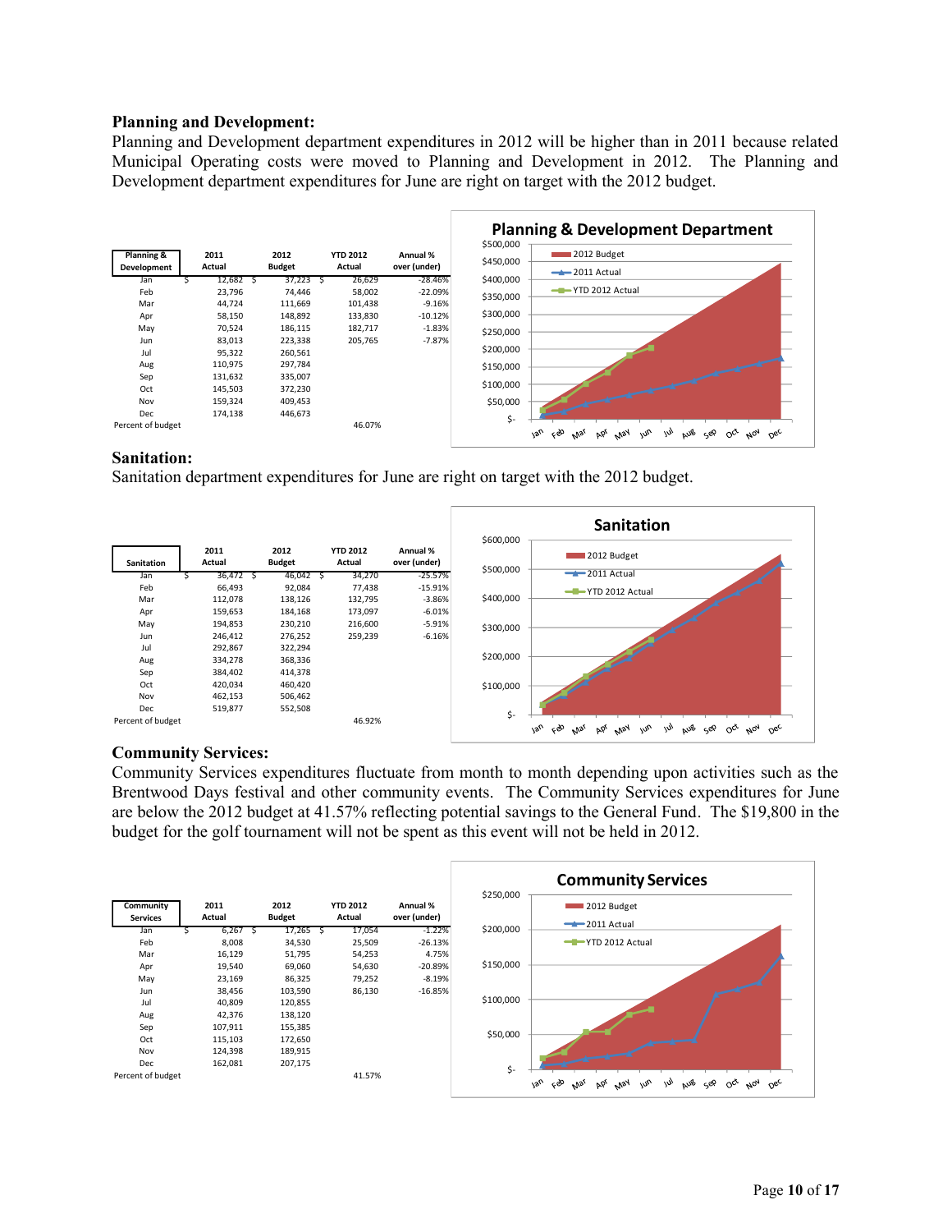**Planning and Development:**

Planning and Development department expenditures in 2012 will be higher than in 2011 because related Municipal Operating costs were moved to Planning and Development in 2012. The Planning and Development department expenditures for June are right on target with the 2012 budget.

| Planning & Development | 2011 Actual | 2012 Budget | YTD 2012 Actual | Annual % over (under) |
|---|---|---|---|---|
| Jan | $ 12,682 | $ 37,223 | $ 26,629 | -28.46% |
| Feb | 23,796 | 74,446 | 58,002 | -22.09% |
| Mar | 44,724 | 111,669 | 101,438 | -9.16% |
| Apr | 58,150 | 148,892 | 133,830 | -10.12% |
| May | 70,524 | 186,115 | 182,717 | -1.83% |
| Jun | 83,013 | 223,338 | 205,765 | -7.87% |
| Jul | 95,322 | 260,561 | | |
| Aug | 110,975 | 297,784 | | |
| Sep | 131,632 | 335,007 | | |
| Oct | 145,503 | 372,230 | | |
| Nov | 159,324 | 409,453 | | |
| Dec | 174,138 | 446,673 | | |
| Percent of budget | | | 46.07% | |

**Sanitation:**

Sanitation department expenditures for June are right on target with the 2012 budget.

| Sanitation | 2011 Actual | 2012 Budget | YTD 2012 Actual | Annual % over (under) |
|---|---|---|---|---|
| Jan | $ 36,472 | $ 46,042 | $ 34,270 | -25.57% |
| Feb | 66,493 | 92,084 | 77,438 | -15.91% |
| Mar | 112,078 | 138,126 | 132,795 | -3.86% |
| Apr | 159,653 | 184,168 | 173,097 | -6.01% |
| May | 194,853 | 230,210 | 216,600 | -5.91% |
| Jun | 246,412 | 276,252 | 259,239 | -6.16% |
| Jul | 292,867 | 322,294 | | |
| Aug | 334,278 | 368,336 | | |
| Sep | 384,402 | 414,378 | | |
| Oct | 420,034 | 460,420 | | |
| Nov | 462,153 | 506,462 | | |
| Dec | 519,877 | 552,508 | | |
| Percent of budget | | | 46.92% | |

**Community Services:**

Community Services expenditures fluctuate from month to month depending upon activities such as the Brentwood Days festival and other community events. The Community Services expenditures for June are below the 2012 budget at 41.57% reflecting potential savings to the General Fund. The $19,800 in the budget for the golf tournament will not be spent as this event will not be held in 2012.

| Community Services | 2011 Actual | 2012 Budget | YTD 2012 Actual | Annual % over (under) |
|---|---|---|---|---|
| Jan | $ 6,267 | $ 17,265 | $ 17,054 | -1.22% |
| Feb | 8,008 | 34,530 | 25,509 | -26.13% |
| Mar | 16,129 | 51,795 | 54,253 | 4.75% |
| Apr | 19,540 | 69,060 | 54,630 | -20.89% |
| May | 23,169 | 86,325 | 79,252 | -8.19% |
| Jun | 38,456 | 103,590 | 86,130 | -16.85% |
| Jul | 40,809 | 120,855 | | |
| Aug | 42,376 | 138,120 | | |
| Sep | 107,911 | 155,385 | | |
| Oct | 115,103 | 172,650 | | |
| Nov | 124,398 | 189,915 | | |
| Dec | 162,081 | 207,175 | | |
| Percent of budget | | | 41.57% | |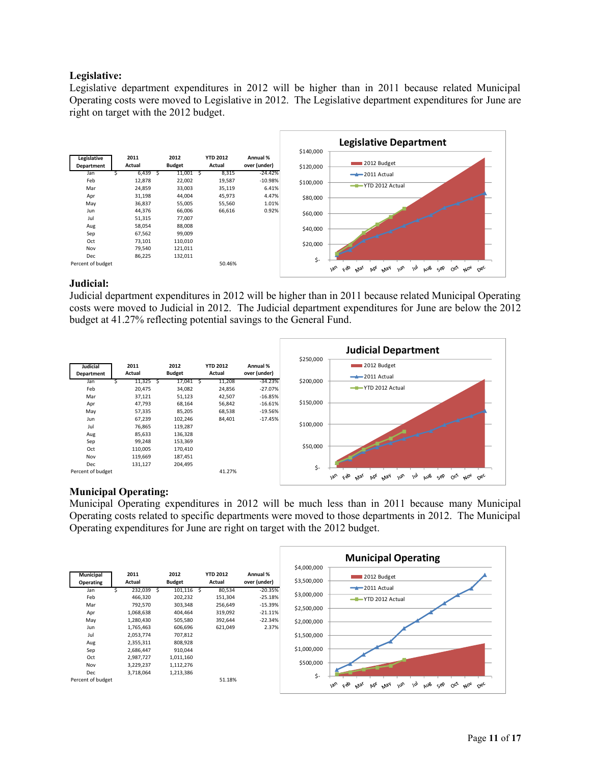## Legislative:

Legislative department expenditures in 2012 will be higher than in 2011 because related Municipal Operating costs were moved to Legislative in 2012. The Legislative department expenditures for June are right on target with the 2012 budget.

| Legislative Department | 2011 Actual | 2012 Budget | YTD 2012 Actual | Annual % over (under) |
|---|---|---|---|---|
| Jan | $ 6,439 | $ 11,001 | $ 8,315 | -24.42% |
| Feb | 12,878 | 22,002 | 19,587 | -10.98% |
| Mar | 24,859 | 33,003 | 35,119 | 6.41% |
| Apr | 31,198 | 44,004 | 45,973 | 4.47% |
| May | 36,837 | 55,005 | 55,560 | 1.01% |
| Jun | 44,376 | 66,006 | 66,616 | 0.92% |
| Jul | 51,315 | 77,007 | | |
| Aug | 58,054 | 88,008 | | |
| Sep | 67,562 | 99,009 | | |
| Oct | 73,101 | 110,010 | | |
| Nov | 79,540 | 121,011 | | |
| Dec | 86,225 | 132,011 | | |
| Percent of budget | | | 50.46% | |

**Legislative Department** (chart: 2012 Budget, 2011 Actual, YTD 2012 Actual; $- to $140,000; Jan–Dec)

## Judicial:

Judicial department expenditures in 2012 will be higher than in 2011 because related Municipal Operating costs were moved to Judicial in 2012. The Judicial department expenditures for June are below the 2012 budget at 41.27% reflecting potential savings to the General Fund.

| Judicial Department | 2011 Actual | 2012 Budget | YTD 2012 Actual | Annual % over (under) |
|---|---|---|---|---|
| Jan | $ 11,325 | $ 17,041 | $ 11,208 | -34.23% |
| Feb | 20,475 | 34,082 | 24,856 | -27.07% |
| Mar | 37,121 | 51,123 | 42,507 | -16.85% |
| Apr | 47,793 | 68,164 | 56,842 | -16.61% |
| May | 57,335 | 85,205 | 68,538 | -19.56% |
| Jun | 67,239 | 102,246 | 84,401 | -17.45% |
| Jul | 76,865 | 119,287 | | |
| Aug | 85,633 | 136,328 | | |
| Sep | 99,248 | 153,369 | | |
| Oct | 110,005 | 170,410 | | |
| Nov | 119,669 | 187,451 | | |
| Dec | 131,127 | 204,495 | | |
| Percent of budget | | | 41.27% | |

**Judicial Department** (chart: 2012 Budget, 2011 Actual, YTD 2012 Actual; $- to $250,000; Jan–Dec)

## Municipal Operating:

Municipal Operating expenditures in 2012 will be much less than in 2011 because many Municipal Operating costs related to specific departments were moved to those departments in 2012. The Municipal Operating expenditures for June are right on target with the 2012 budget.

| Municipal Operating | 2011 Actual | 2012 Budget | YTD 2012 Actual | Annual % over (under) |
|---|---|---|---|---|
| Jan | $ 232,039 | $ 101,116 | $ 80,534 | -20.35% |
| Feb | 466,320 | 202,232 | 151,304 | -25.18% |
| Mar | 792,570 | 303,348 | 256,649 | -15.39% |
| Apr | 1,068,638 | 404,464 | 319,092 | -21.11% |
| May | 1,280,430 | 505,580 | 392,644 | -22.34% |
| Jun | 1,765,463 | 606,696 | 621,049 | 2.37% |
| Jul | 2,053,774 | 707,812 | | |
| Aug | 2,355,311 | 808,928 | | |
| Sep | 2,686,447 | 910,044 | | |
| Oct | 2,987,727 | 1,011,160 | | |
| Nov | 3,229,237 | 1,112,276 | | |
| Dec | 3,718,064 | 1,213,386 | | |
| Percent of budget | | | 51.18% | |

**Municipal Operating** (chart: 2012 Budget, 2011 Actual, YTD 2012 Actual; $- to $4,000,000; Jan–Dec)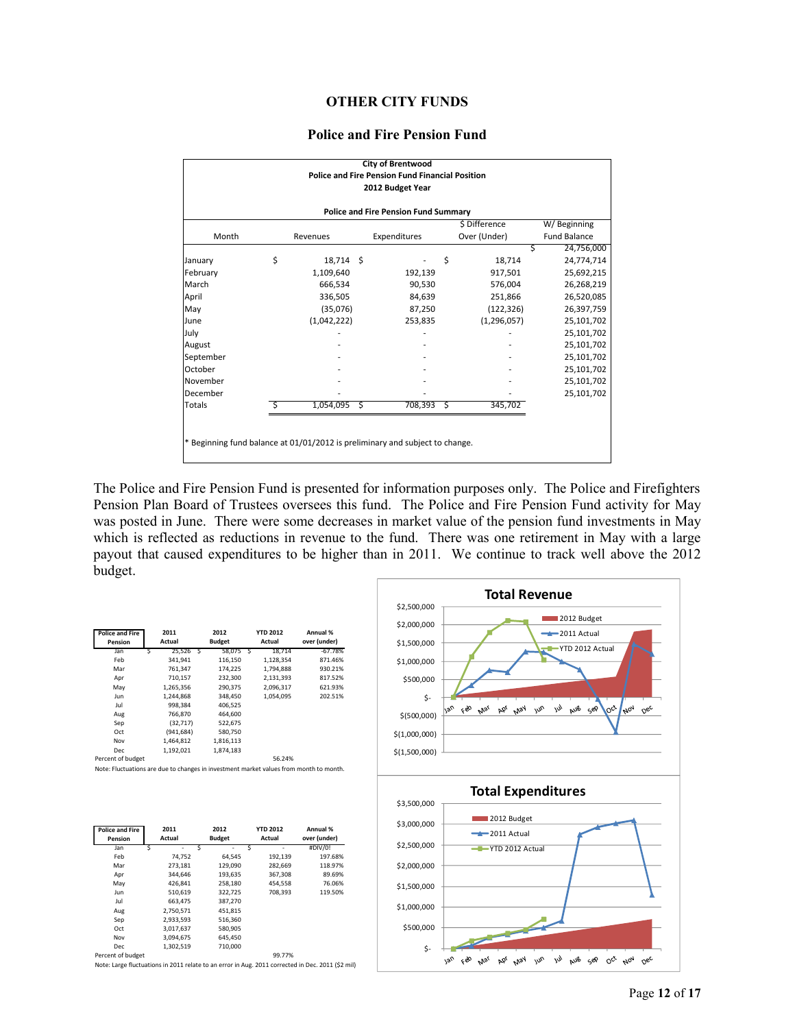# OTHER CITY FUNDS

## Police and Fire Pension Fund

**City of Brentwood**
**Police and Fire Pension Fund Financial Position**
**2012 Budget Year**

**Police and Fire Pension Fund Summary**

| Month | Revenues | Expenditures | $ Difference Over (Under) | W/ Beginning Fund Balance |
|---|---|---|---|---|
| | | | | $ 24,756,000 |
| January | $ 18,714 | $ - | $ 18,714 | 24,774,714 |
| February | 1,109,640 | 192,139 | 917,501 | 25,692,215 |
| March | 666,534 | 90,530 | 576,004 | 26,268,219 |
| April | 336,505 | 84,639 | 251,866 | 26,520,085 |
| May | (35,076) | 87,250 | (122,326) | 26,397,759 |
| June | (1,042,222) | 253,835 | (1,296,057) | 25,101,702 |
| July | - | - | - | 25,101,702 |
| August | - | - | - | 25,101,702 |
| September | - | - | - | 25,101,702 |
| October | - | - | - | 25,101,702 |
| November | - | - | - | 25,101,702 |
| December | - | - | - | 25,101,702 |
| Totals | $ 1,054,095 | $ 708,393 | $ 345,702 | |

\* Beginning fund balance at 01/01/2012 is preliminary and subject to change.

The Police and Fire Pension Fund is presented for information purposes only. The Police and Firefighters Pension Plan Board of Trustees oversees this fund. The Police and Fire Pension Fund activity for May was posted in June. There were some decreases in market value of the pension fund investments in May which is reflected as reductions in revenue to the fund. There was one retirement in May with a large payout that caused expenditures to be higher than in 2011. We continue to track well above the 2012 budget.

| Police and Fire Pension | 2011 Actual | 2012 Budget | YTD 2012 Actual | Annual % over (under) |
|---|---|---|---|---|
| Jan | $ 25,526 | $ 58,075 | $ 18,714 | -67.78% |
| Feb | 341,941 | 116,150 | 1,128,354 | 871.46% |
| Mar | 761,347 | 174,225 | 1,794,888 | 930.21% |
| Apr | 710,157 | 232,300 | 2,131,393 | 817.52% |
| May | 1,265,356 | 290,375 | 2,096,317 | 621.93% |
| Jun | 1,244,868 | 348,450 | 1,054,095 | 202.51% |
| Jul | 998,384 | 406,525 | | |
| Aug | 766,870 | 464,600 | | |
| Sep | (32,717) | 522,675 | | |
| Oct | (941,684) | 580,750 | | |
| Nov | 1,464,812 | 1,816,113 | | |
| Dec | 1,192,021 | 1,874,183 | | |
| Percent of budget | | | 56.24% | |

Note: Fluctuations are due to changes in investment market values from month to month.

**Total Revenue**

| Police and Fire Pension | 2011 Actual | 2012 Budget | YTD 2012 Actual | Annual % over (under) |
|---|---|---|---|---|
| Jan | $ - | $ - | $ - | #DIV/0! |
| Feb | 74,752 | 64,545 | 192,139 | 197.68% |
| Mar | 273,181 | 129,090 | 282,669 | 118.97% |
| Apr | 344,646 | 193,635 | 367,308 | 89.69% |
| May | 426,841 | 258,180 | 454,558 | 76.06% |
| Jun | 510,619 | 322,725 | 708,393 | 119.50% |
| Jul | 663,475 | 387,270 | | |
| Aug | 2,750,571 | 451,815 | | |
| Sep | 2,933,593 | 516,360 | | |
| Oct | 3,017,637 | 580,905 | | |
| Nov | 3,094,675 | 645,450 | | |
| Dec | 1,302,519 | 710,000 | | |
| Percent of budget | | | 99.77% | |

Note: Large fluctuations in 2011 relate to an error in Aug. 2011 corrected in Dec. 2011 ($2 mil)

**Total Expenditures**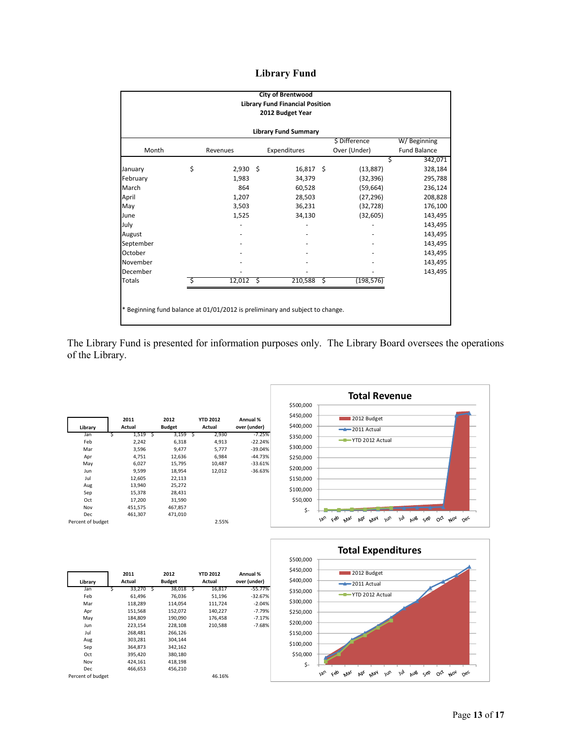# Library Fund

**City of Brentwood**
**Library Fund Financial Position**
**2012 Budget Year**

**Library Fund Summary**

| Month | Revenues | Expenditures | $ Difference Over (Under) | W/ Beginning Fund Balance |
|---|---|---|---|---|
| | | | | $ 342,071 |
| January | $ 2,930 | $ 16,817 | $ (13,887) | 328,184 |
| February | 1,983 | 34,379 | (32,396) | 295,788 |
| March | 864 | 60,528 | (59,664) | 236,124 |
| April | 1,207 | 28,503 | (27,296) | 208,828 |
| May | 3,503 | 36,231 | (32,728) | 176,100 |
| June | 1,525 | 34,130 | (32,605) | 143,495 |
| July | - | - | - | 143,495 |
| August | - | - | - | 143,495 |
| September | - | - | - | 143,495 |
| October | - | - | - | 143,495 |
| November | - | - | - | 143,495 |
| December | - | - | - | 143,495 |
| Totals | $ 12,012 | $ 210,588 | $ (198,576) | |

* Beginning fund balance at 01/01/2012 is preliminary and subject to change.

The Library Fund is presented for information purposes only. The Library Board oversees the operations of the Library.

| Library | 2011 Actual | 2012 Budget | YTD 2012 Actual | Annual % over (under) |
|---|---|---|---|---|
| Jan | $ 1,519 | $ 3,159 | $ 2,930 | -7.25% |
| Feb | 2,242 | 6,318 | 4,913 | -22.24% |
| Mar | 3,596 | 9,477 | 5,777 | -39.04% |
| Apr | 4,751 | 12,636 | 6,984 | -44.73% |
| May | 6,027 | 15,795 | 10,487 | -33.61% |
| Jun | 9,599 | 18,954 | 12,012 | -36.63% |
| Jul | 12,605 | 22,113 | | |
| Aug | 13,940 | 25,272 | | |
| Sep | 15,378 | 28,431 | | |
| Oct | 17,200 | 31,590 | | |
| Nov | 451,575 | 467,857 | | |
| Dec | 461,307 | 471,010 | | |
| Percent of budget | | | 2.55% | |

**Total Revenue**

| Library | 2011 Actual | 2012 Budget | YTD 2012 Actual | Annual % over (under) |
|---|---|---|---|---|
| Jan | $ 33,270 | $ 38,018 | $ 16,817 | -55.77% |
| Feb | 61,496 | 76,036 | 51,196 | -32.67% |
| Mar | 118,289 | 114,054 | 111,724 | -2.04% |
| Apr | 151,568 | 152,072 | 140,227 | -7.79% |
| May | 184,809 | 190,090 | 176,458 | -7.17% |
| Jun | 223,154 | 228,108 | 210,588 | -7.68% |
| Jul | 268,481 | 266,126 | | |
| Aug | 303,281 | 304,144 | | |
| Sep | 364,873 | 342,162 | | |
| Oct | 395,420 | 380,180 | | |
| Nov | 424,161 | 418,198 | | |
| Dec | 466,653 | 456,210 | | |
| Percent of budget | | | 46.16% | |

**Total Expenditures**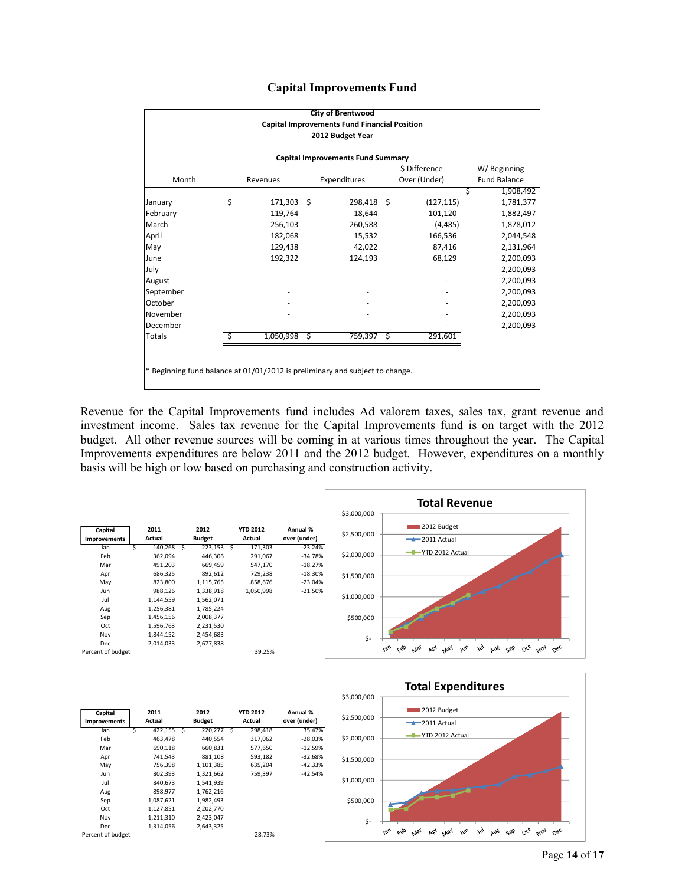# Capital Improvements Fund

**City of Brentwood**
**Capital Improvements Fund Financial Position**
**2012 Budget Year**

**Capital Improvements Fund Summary**

| Month | Revenues | Expenditures | $ Difference Over (Under) | W/ Beginning Fund Balance |
|---|---|---|---|---|
| | | | | $ 1,908,492 |
| January | $ 171,303 | $ 298,418 | $ (127,115) | 1,781,377 |
| February | 119,764 | 18,644 | 101,120 | 1,882,497 |
| March | 256,103 | 260,588 | (4,485) | 1,878,012 |
| April | 182,068 | 15,532 | 166,536 | 2,044,548 |
| May | 129,438 | 42,022 | 87,416 | 2,131,964 |
| June | 192,322 | 124,193 | 68,129 | 2,200,093 |
| July | - | - | - | 2,200,093 |
| August | - | - | - | 2,200,093 |
| September | - | - | - | 2,200,093 |
| October | - | - | - | 2,200,093 |
| November | - | - | - | 2,200,093 |
| December | - | - | - | 2,200,093 |
| Totals | $ 1,050,998 | $ 759,397 | $ 291,601 | |

\* Beginning fund balance at 01/01/2012 is preliminary and subject to change.

Revenue for the Capital Improvements fund includes Ad valorem taxes, sales tax, grant revenue and investment income. Sales tax revenue for the Capital Improvements fund is on target with the 2012 budget. All other revenue sources will be coming in at various times throughout the year. The Capital Improvements expenditures are below 2011 and the 2012 budget. However, expenditures on a monthly basis will be high or low based on purchasing and construction activity.

| Capital Improvements | 2011 Actual | 2012 Budget | YTD 2012 Actual | Annual % over (under) |
|---|---|---|---|---|
| Jan | $ 140,268 | $ 223,153 | $ 171,303 | -23.24% |
| Feb | 362,094 | 446,306 | 291,067 | -34.78% |
| Mar | 491,203 | 669,459 | 547,170 | -18.27% |
| Apr | 686,325 | 892,612 | 729,238 | -18.30% |
| May | 823,800 | 1,115,765 | 858,676 | -23.04% |
| Jun | 988,126 | 1,338,918 | 1,050,998 | -21.50% |
| Jul | 1,144,559 | 1,562,071 | | |
| Aug | 1,256,381 | 1,785,224 | | |
| Sep | 1,456,156 | 2,008,377 | | |
| Oct | 1,596,763 | 2,231,530 | | |
| Nov | 1,844,152 | 2,454,683 | | |
| Dec | 2,014,033 | 2,677,838 | | |
| Percent of budget | | | 39.25% | |

**Total Revenue**

| Capital Improvements | 2011 Actual | 2012 Budget | YTD 2012 Actual | Annual % over (under) |
|---|---|---|---|---|
| Jan | $ 422,155 | $ 220,277 | $ 298,418 | 35.47% |
| Feb | 463,478 | 440,554 | 317,062 | -28.03% |
| Mar | 690,118 | 660,831 | 577,650 | -12.59% |
| Apr | 741,543 | 881,108 | 593,182 | -32.68% |
| May | 756,398 | 1,101,385 | 635,204 | -42.33% |
| Jun | 802,393 | 1,321,662 | 759,397 | -42.54% |
| Jul | 840,673 | 1,541,939 | | |
| Aug | 898,977 | 1,762,216 | | |
| Sep | 1,087,621 | 1,982,493 | | |
| Oct | 1,127,851 | 2,202,770 | | |
| Nov | 1,211,310 | 2,423,047 | | |
| Dec | 1,314,056 | 2,643,325 | | |
| Percent of budget | | | 28.73% | |

**Total Expenditures**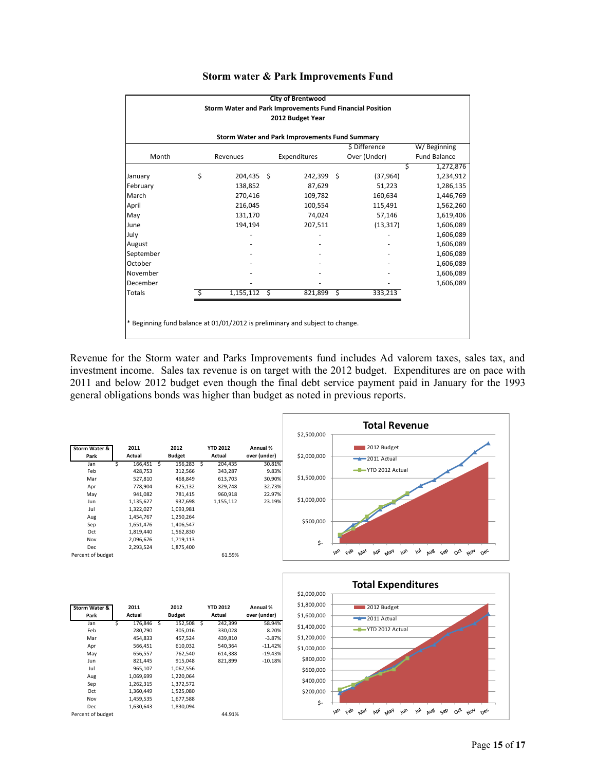## Storm water & Park Improvements Fund

**City of Brentwood**
**Storm Water and Park Improvements Fund Financial Position**
**2012 Budget Year**

**Storm Water and Park Improvements Fund Summary**

| Month | Revenues | Expenditures | $ Difference Over (Under) | W/ Beginning Fund Balance |
|---|---|---|---|---|
| | | | | $ 1,272,876 |
| January | $ 204,435 | $ 242,399 | $ (37,964) | 1,234,912 |
| February | 138,852 | 87,629 | 51,223 | 1,286,135 |
| March | 270,416 | 109,782 | 160,634 | 1,446,769 |
| April | 216,045 | 100,554 | 115,491 | 1,562,260 |
| May | 131,170 | 74,024 | 57,146 | 1,619,406 |
| June | 194,194 | 207,511 | (13,317) | 1,606,089 |
| July | - | - | - | 1,606,089 |
| August | - | - | - | 1,606,089 |
| September | - | - | - | 1,606,089 |
| October | - | - | - | 1,606,089 |
| November | - | - | - | 1,606,089 |
| December | - | - | - | 1,606,089 |
| Totals | $ 1,155,112 | $ 821,899 | $ 333,213 | |

* Beginning fund balance at 01/01/2012 is preliminary and subject to change.

Revenue for the Storm water and Parks Improvements fund includes Ad valorem taxes, sales tax, and investment income. Sales tax revenue is on target with the 2012 budget. Expenditures are on pace with 2011 and below 2012 budget even though the final debt service payment paid in January for the 1993 general obligations bonds was higher than budget as noted in previous reports.

| Storm Water & Park | 2011 Actual | 2012 Budget | YTD 2012 Actual | Annual % over (under) |
|---|---|---|---|---|
| Jan | $ 166,451 | $ 156,283 | $ 204,435 | 30.81% |
| Feb | 428,753 | 312,566 | 343,287 | 9.83% |
| Mar | 527,810 | 468,849 | 613,703 | 30.90% |
| Apr | 778,904 | 625,132 | 829,748 | 32.73% |
| May | 941,082 | 781,415 | 960,918 | 22.97% |
| Jun | 1,135,627 | 937,698 | 1,155,112 | 23.19% |
| Jul | 1,322,027 | 1,093,981 | | |
| Aug | 1,454,767 | 1,250,264 | | |
| Sep | 1,651,476 | 1,406,547 | | |
| Oct | 1,819,440 | 1,562,830 | | |
| Nov | 2,096,676 | 1,719,113 | | |
| Dec | 2,293,524 | 1,875,400 | | |
| Percent of budget | | | 61.59% | |

**Total Revenue**

| Storm Water & Park | 2011 Actual | 2012 Budget | YTD 2012 Actual | Annual % over (under) |
|---|---|---|---|---|
| Jan | $ 176,846 | $ 152,508 | $ 242,399 | 58.94% |
| Feb | 280,790 | 305,016 | 330,028 | 8.20% |
| Mar | 454,833 | 457,524 | 439,810 | -3.87% |
| Apr | 566,451 | 610,032 | 540,364 | -11.42% |
| May | 656,557 | 762,540 | 614,388 | -19.43% |
| Jun | 821,445 | 915,048 | 821,899 | -10.18% |
| Jul | 965,107 | 1,067,556 | | |
| Aug | 1,069,699 | 1,220,064 | | |
| Sep | 1,262,315 | 1,372,572 | | |
| Oct | 1,360,449 | 1,525,080 | | |
| Nov | 1,459,535 | 1,677,588 | | |
| Dec | 1,630,643 | 1,830,094 | | |
| Percent of budget | | | 44.91% | |

**Total Expenditures**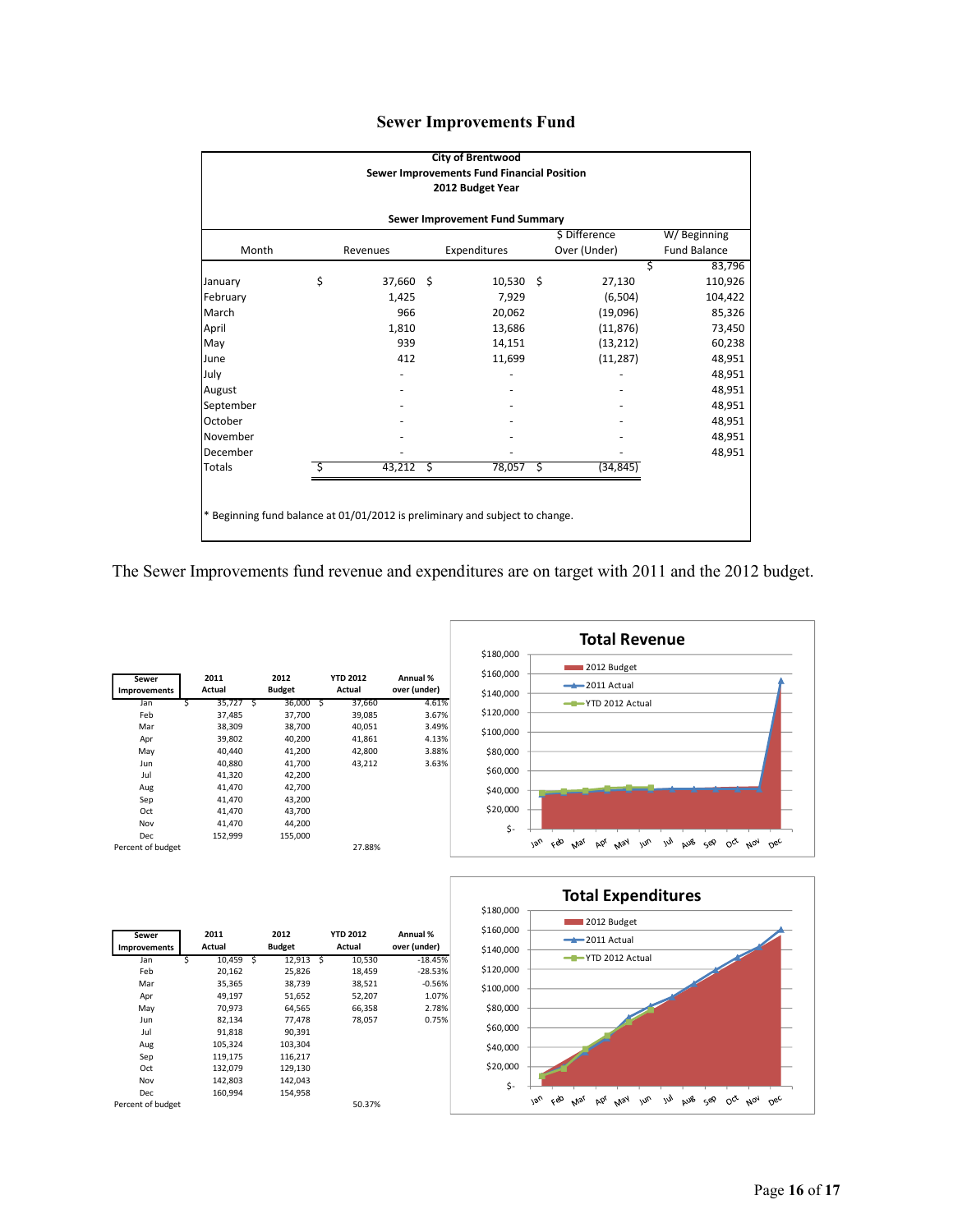# Sewer Improvements Fund

**City of Brentwood**
**Sewer Improvements Fund Financial Position**
**2012 Budget Year**

**Sewer Improvement Fund Summary**

| Month | Revenues | Expenditures | $ Difference Over (Under) | W/ Beginning Fund Balance |
|---|---|---|---|---|
| | | | | $ 83,796 |
| January | $ 37,660 | $ 10,530 | $ 27,130 | 110,926 |
| February | 1,425 | 7,929 | (6,504) | 104,422 |
| March | 966 | 20,062 | (19,096) | 85,326 |
| April | 1,810 | 13,686 | (11,876) | 73,450 |
| May | 939 | 14,151 | (13,212) | 60,238 |
| June | 412 | 11,699 | (11,287) | 48,951 |
| July | - | - | - | 48,951 |
| August | - | - | - | 48,951 |
| September | - | - | - | 48,951 |
| October | - | - | - | 48,951 |
| November | - | - | - | 48,951 |
| December | - | - | - | 48,951 |
| Totals | $ 43,212 | $ 78,057 | $ (34,845) | |

\* Beginning fund balance at 01/01/2012 is preliminary and subject to change.

The Sewer Improvements fund revenue and expenditures are on target with 2011 and the 2012 budget.

| Sewer Improvements | 2011 Actual | 2012 Budget | YTD 2012 Actual | Annual % over (under) |
|---|---|---|---|---|
| Jan | $ 35,727 | $ 36,000 | $ 37,660 | 4.61% |
| Feb | 37,485 | 37,700 | 39,085 | 3.67% |
| Mar | 38,309 | 38,700 | 40,051 | 3.49% |
| Apr | 39,802 | 40,200 | 41,861 | 4.13% |
| May | 40,440 | 41,200 | 42,800 | 3.88% |
| Jun | 40,880 | 41,700 | 43,212 | 3.63% |
| Jul | 41,320 | 42,200 | | |
| Aug | 41,470 | 42,700 | | |
| Sep | 41,470 | 43,200 | | |
| Oct | 41,470 | 43,700 | | |
| Nov | 41,470 | 44,200 | | |
| Dec | 152,999 | 155,000 | | |
| Percent of budget | | | 27.88% | |

**Total Revenue**

| Sewer Improvements | 2011 Actual | 2012 Budget | YTD 2012 Actual | Annual % over (under) |
|---|---|---|---|---|
| Jan | $ 10,459 | $ 12,913 | $ 10,530 | -18.45% |
| Feb | 20,162 | 25,826 | 18,459 | -28.53% |
| Mar | 35,365 | 38,739 | 38,521 | -0.56% |
| Apr | 49,197 | 51,652 | 52,207 | 1.07% |
| May | 70,973 | 64,565 | 66,358 | 2.78% |
| Jun | 82,134 | 77,478 | 78,057 | 0.75% |
| Jul | 91,818 | 90,391 | | |
| Aug | 105,324 | 103,304 | | |
| Sep | 119,175 | 116,217 | | |
| Oct | 132,079 | 129,130 | | |
| Nov | 142,803 | 142,043 | | |
| Dec | 160,994 | 154,958 | | |
| Percent of budget | | | 50.37% | |

**Total Expenditures**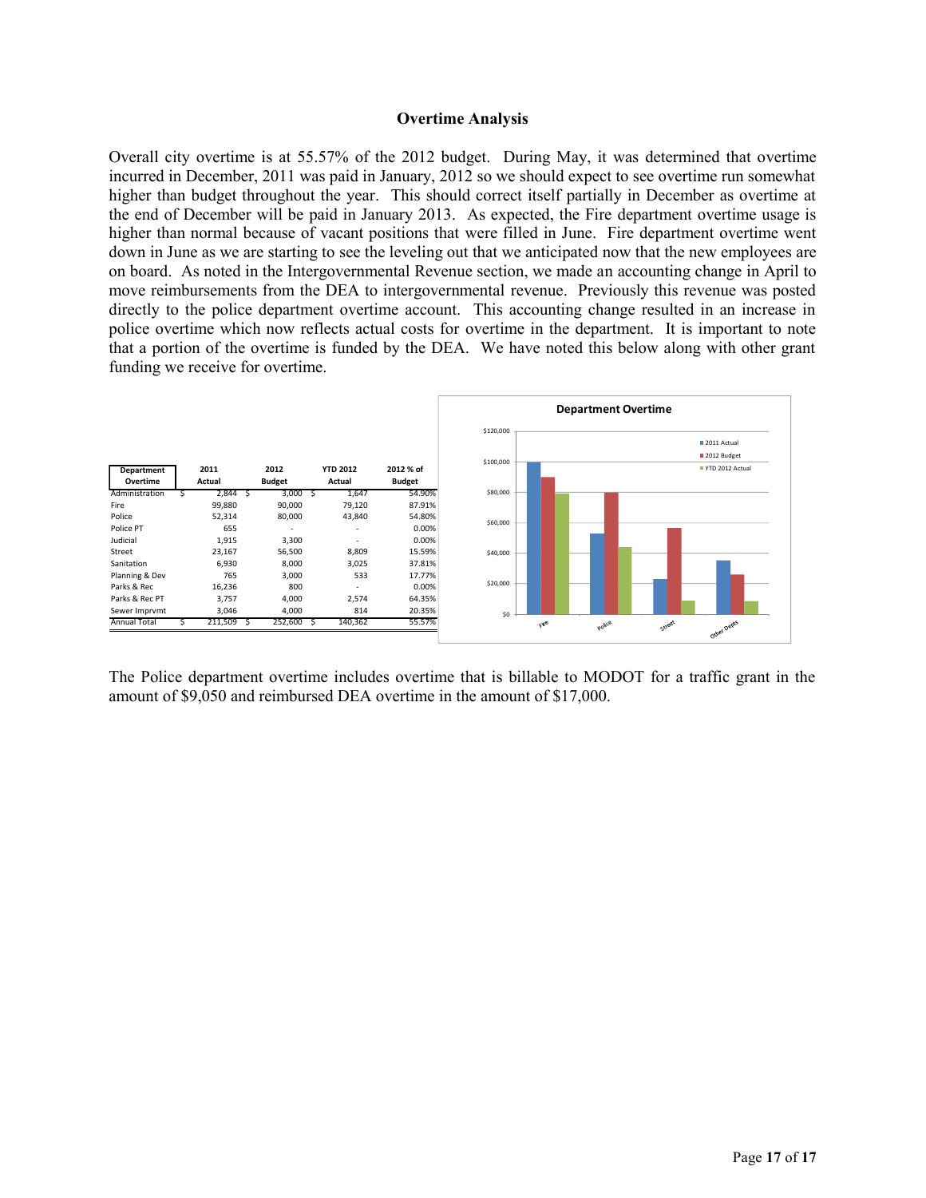# Overtime Analysis

Overall city overtime is at 55.57% of the 2012 budget. During May, it was determined that overtime incurred in December, 2011 was paid in January, 2012 so we should expect to see overtime run somewhat higher than budget throughout the year. This should correct itself partially in December as overtime at the end of December will be paid in January 2013. As expected, the Fire department overtime usage is higher than normal because of vacant positions that were filled in June. Fire department overtime went down in June as we are starting to see the leveling out that we anticipated now that the new employees are on board. As noted in the Intergovernmental Revenue section, we made an accounting change in April to move reimbursements from the DEA to intergovernmental revenue. Previously this revenue was posted directly to the police department overtime account. This accounting change resulted in an increase in police overtime which now reflects actual costs for overtime in the department. It is important to note that a portion of the overtime is funded by the DEA. We have noted this below along with other grant funding we receive for overtime.

| Department Overtime | 2011 Actual | 2012 Budget | YTD 2012 Actual | 2012 % of Budget |
|---|---|---|---|---|
| Administration | $ 2,844 | $ 3,000 | $ 1,647 | 54.90% |
| Fire | 99,880 | 90,000 | 79,120 | 87.91% |
| Police | 52,314 | 80,000 | 43,840 | 54.80% |
| Police PT | 655 | - | - | 0.00% |
| Judicial | 1,915 | 3,300 | - | 0.00% |
| Street | 23,167 | 56,500 | 8,809 | 15.59% |
| Sanitation | 6,930 | 8,000 | 3,025 | 37.81% |
| Planning & Dev | 765 | 3,000 | 533 | 17.77% |
| Parks & Rec | 16,236 | 800 | - | 0.00% |
| Parks & Rec PT | 3,757 | 4,000 | 2,574 | 64.35% |
| Sewer Imprvmt | 3,046 | 4,000 | 814 | 20.35% |
| Annual Total | $ 211,509 | $ 252,600 | $ 140,362 | 55.57% |

Department Overtime

$120,000
$100,000
$80,000
$60,000
$40,000
$20,000
$0

2011 Actual
2012 Budget
YTD 2012 Actual

Fire
Police
Street
Other Depts

The Police department overtime includes overtime that is billable to MODOT for a traffic grant in the amount of $9,050 and reimbursed DEA overtime in the amount of $17,000.